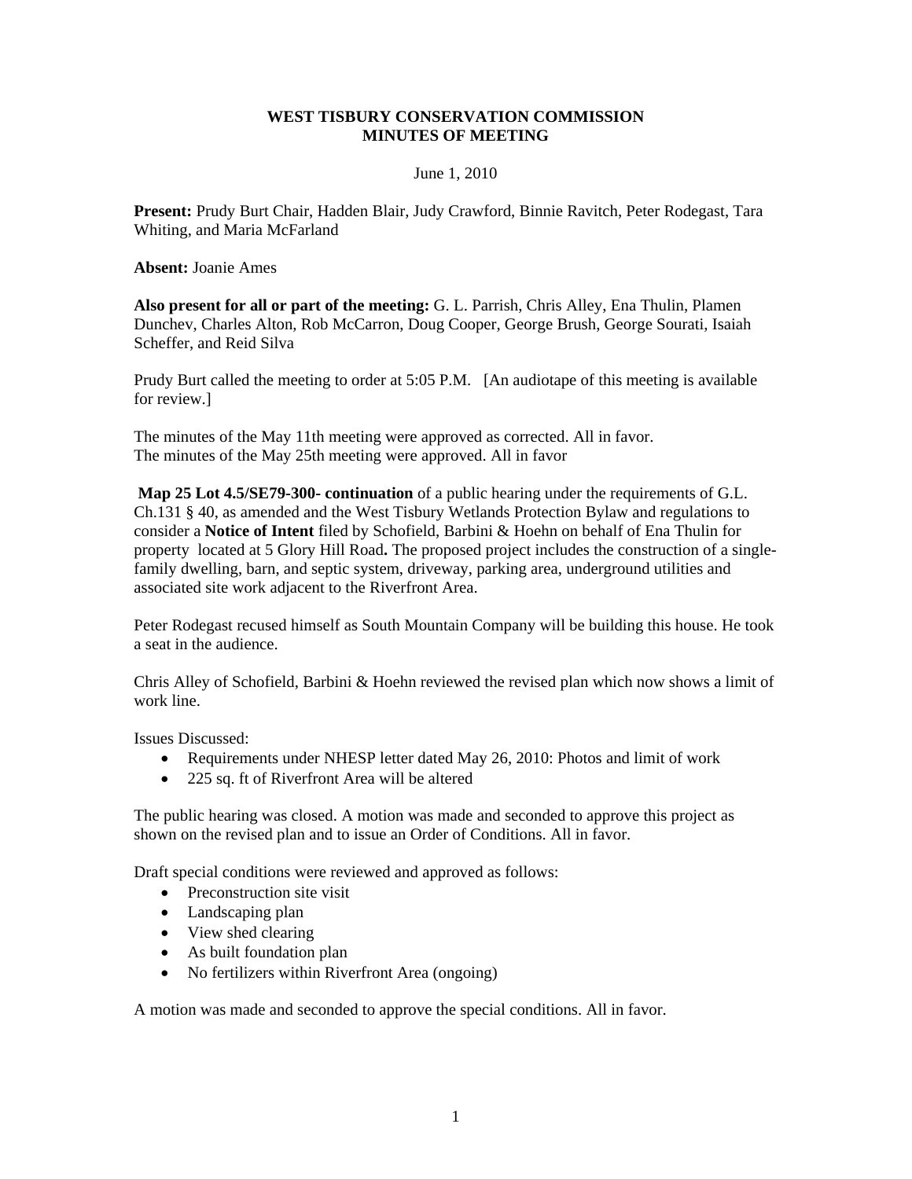# WEST TISBURY CONSERVATION COMMISSION
## MINUTES OF MEETING

June 1, 2010

**Present:** Prudy Burt Chair, Hadden Blair, Judy Crawford, Binnie Ravitch, Peter Rodegast, Tara Whiting, and Maria McFarland

**Absent:** Joanie Ames

**Also present for all or part of the meeting:** G. L. Parrish, Chris Alley, Ena Thulin, Plamen Dunchev, Charles Alton, Rob McCarron, Doug Cooper, George Brush, George Sourati, Isaiah Scheffer, and Reid Silva

Prudy Burt called the meeting to order at 5:05 P.M. [An audiotape of this meeting is available for review.]

The minutes of the May 11th meeting were approved as corrected. All in favor.
The minutes of the May 25th meeting were approved. All in favor

**Map 25 Lot 4.5/SE79-300- continuation** of a public hearing under the requirements of G.L. Ch.131 § 40, as amended and the West Tisbury Wetlands Protection Bylaw and regulations to consider a **Notice of Intent** filed by Schofield, Barbini & Hoehn on behalf of Ena Thulin for property located at 5 Glory Hill Road**.** The proposed project includes the construction of a single-family dwelling, barn, and septic system, driveway, parking area, underground utilities and associated site work adjacent to the Riverfront Area.

Peter Rodegast recused himself as South Mountain Company will be building this house. He took a seat in the audience.

Chris Alley of Schofield, Barbini & Hoehn reviewed the revised plan which now shows a limit of work line.

Issues Discussed:

- Requirements under NHESP letter dated May 26, 2010: Photos and limit of work
- 225 sq. ft of Riverfront Area will be altered

The public hearing was closed. A motion was made and seconded to approve this project as shown on the revised plan and to issue an Order of Conditions. All in favor.

Draft special conditions were reviewed and approved as follows:

- Preconstruction site visit
- Landscaping plan
- View shed clearing
- As built foundation plan
- No fertilizers within Riverfront Area (ongoing)

A motion was made and seconded to approve the special conditions. All in favor.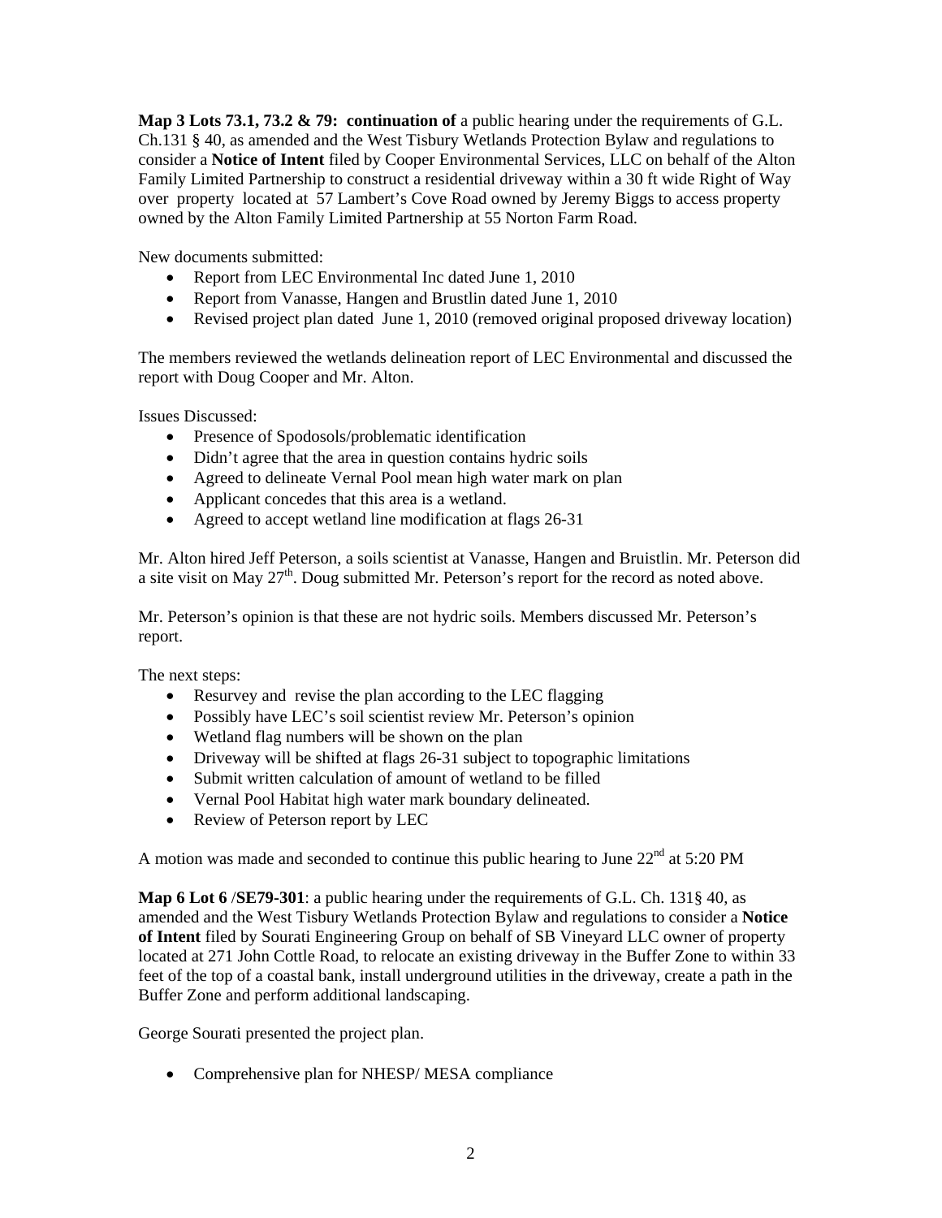**Map 3 Lots 73.1, 73.2 & 79: continuation of** a public hearing under the requirements of G.L. Ch.131 § 40, as amended and the West Tisbury Wetlands Protection Bylaw and regulations to consider a **Notice of Intent** filed by Cooper Environmental Services, LLC on behalf of the Alton Family Limited Partnership to construct a residential driveway within a 30 ft wide Right of Way over property located at 57 Lambert's Cove Road owned by Jeremy Biggs to access property owned by the Alton Family Limited Partnership at 55 Norton Farm Road.

New documents submitted:

- Report from LEC Environmental Inc dated June 1, 2010
- Report from Vanasse, Hangen and Brustlin dated June 1, 2010
- Revised project plan dated June 1, 2010 (removed original proposed driveway location)

The members reviewed the wetlands delineation report of LEC Environmental and discussed the report with Doug Cooper and Mr. Alton.

Issues Discussed:

- Presence of Spodosols/problematic identification
- Didn't agree that the area in question contains hydric soils
- Agreed to delineate Vernal Pool mean high water mark on plan
- Applicant concedes that this area is a wetland.
- Agreed to accept wetland line modification at flags 26-31

Mr. Alton hired Jeff Peterson, a soils scientist at Vanasse, Hangen and Bruistlin. Mr. Peterson did a site visit on May 27th. Doug submitted Mr. Peterson's report for the record as noted above.

Mr. Peterson's opinion is that these are not hydric soils. Members discussed Mr. Peterson's report.

The next steps:

- Resurvey and revise the plan according to the LEC flagging
- Possibly have LEC's soil scientist review Mr. Peterson's opinion
- Wetland flag numbers will be shown on the plan
- Driveway will be shifted at flags 26-31 subject to topographic limitations
- Submit written calculation of amount of wetland to be filled
- Vernal Pool Habitat high water mark boundary delineated.
- Review of Peterson report by LEC

A motion was made and seconded to continue this public hearing to June 22nd at 5:20 PM

**Map 6 Lot 6** /**SE79-301**: a public hearing under the requirements of G.L. Ch. 131§ 40, as amended and the West Tisbury Wetlands Protection Bylaw and regulations to consider a **Notice of Intent** filed by Sourati Engineering Group on behalf of SB Vineyard LLC owner of property located at 271 John Cottle Road, to relocate an existing driveway in the Buffer Zone to within 33 feet of the top of a coastal bank, install underground utilities in the driveway, create a path in the Buffer Zone and perform additional landscaping.

George Sourati presented the project plan.

- Comprehensive plan for NHESP/ MESA compliance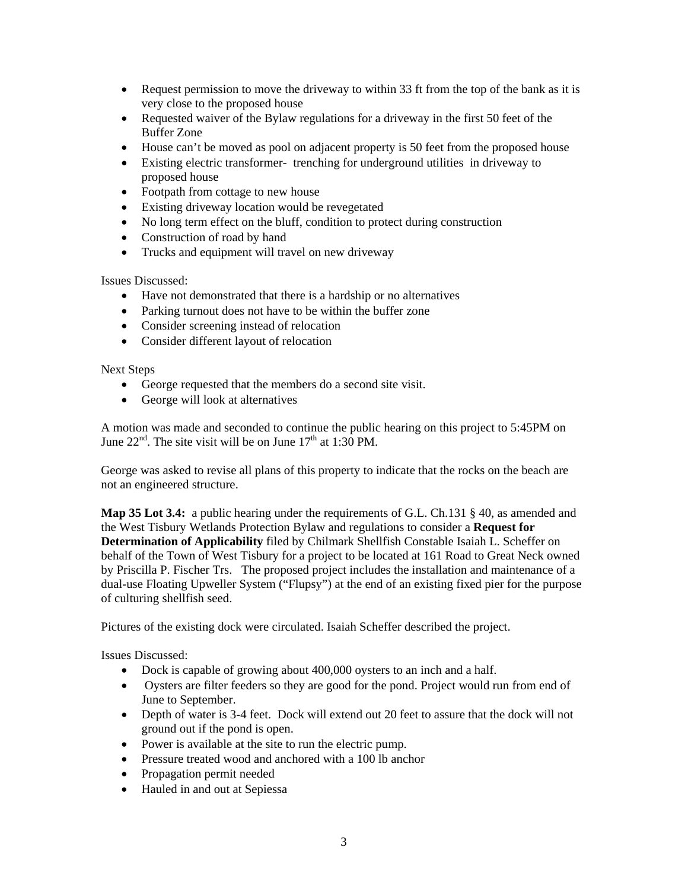- Request permission to move the driveway to within 33 ft from the top of the bank as it is very close to the proposed house
- Requested waiver of the Bylaw regulations for a driveway in the first 50 feet of the Buffer Zone
- House can't be moved as pool on adjacent property is 50 feet from the proposed house
- Existing electric transformer- trenching for underground utilities in driveway to proposed house
- Footpath from cottage to new house
- Existing driveway location would be revegetated
- No long term effect on the bluff, condition to protect during construction
- Construction of road by hand
- Trucks and equipment will travel on new driveway

Issues Discussed:

- Have not demonstrated that there is a hardship or no alternatives
- Parking turnout does not have to be within the buffer zone
- Consider screening instead of relocation
- Consider different layout of relocation

Next Steps

- George requested that the members do a second site visit.
- George will look at alternatives

A motion was made and seconded to continue the public hearing on this project to 5:45PM on June 22nd. The site visit will be on June 17th at 1:30 PM.

George was asked to revise all plans of this property to indicate that the rocks on the beach are not an engineered structure.

**Map 35 Lot 3.4:** a public hearing under the requirements of G.L. Ch.131 § 40, as amended and the West Tisbury Wetlands Protection Bylaw and regulations to consider a **Request for Determination of Applicability** filed by Chilmark Shellfish Constable Isaiah L. Scheffer on behalf of the Town of West Tisbury for a project to be located at 161 Road to Great Neck owned by Priscilla P. Fischer Trs. The proposed project includes the installation and maintenance of a dual-use Floating Upweller System ("Flupsy") at the end of an existing fixed pier for the purpose of culturing shellfish seed.

Pictures of the existing dock were circulated. Isaiah Scheffer described the project.

Issues Discussed:

- Dock is capable of growing about 400,000 oysters to an inch and a half.
- Oysters are filter feeders so they are good for the pond. Project would run from end of June to September.
- Depth of water is 3-4 feet. Dock will extend out 20 feet to assure that the dock will not ground out if the pond is open.
- Power is available at the site to run the electric pump.
- Pressure treated wood and anchored with a 100 lb anchor
- Propagation permit needed
- Hauled in and out at Sepiessa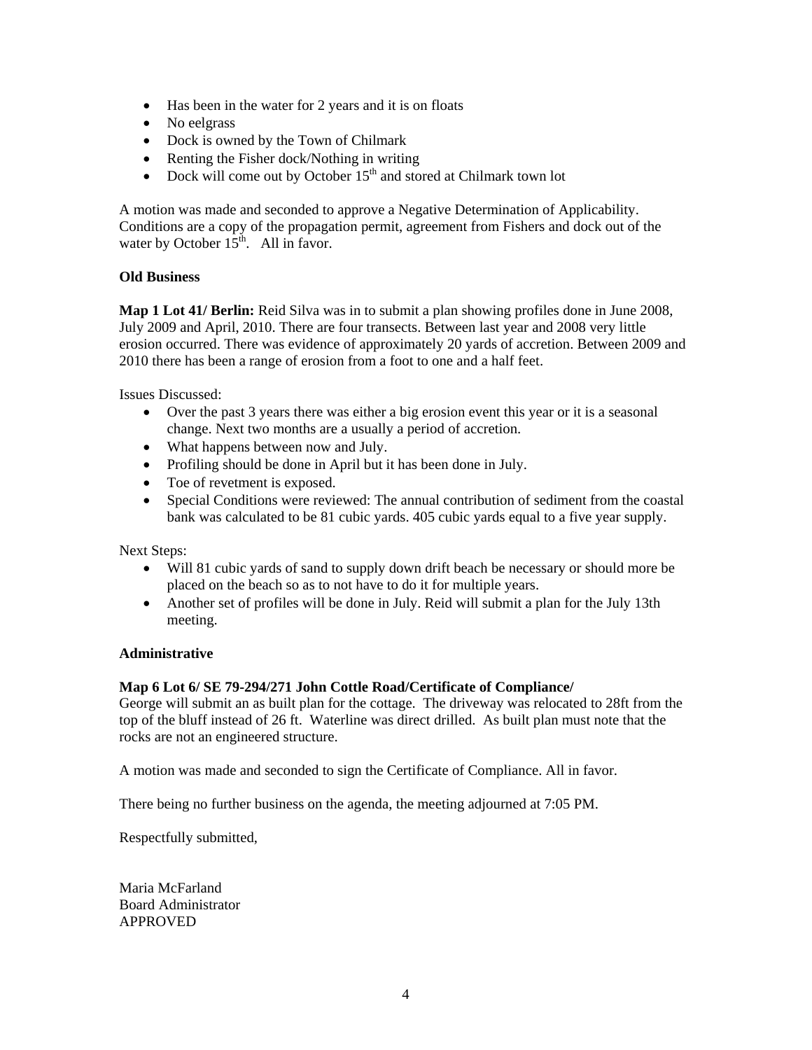- Has been in the water for 2 years and it is on floats
- No eelgrass
- Dock is owned by the Town of Chilmark
- Renting the Fisher dock/Nothing in writing
- Dock will come out by October 15th and stored at Chilmark town lot

A motion was made and seconded to approve a Negative Determination of Applicability. Conditions are a copy of the propagation permit, agreement from Fishers and dock out of the water by October 15th. All in favor.

**Old Business**

**Map 1 Lot 41/ Berlin:** Reid Silva was in to submit a plan showing profiles done in June 2008, July 2009 and April, 2010. There are four transects. Between last year and 2008 very little erosion occurred. There was evidence of approximately 20 yards of accretion. Between 2009 and 2010 there has been a range of erosion from a foot to one and a half feet.

Issues Discussed:

- Over the past 3 years there was either a big erosion event this year or it is a seasonal change. Next two months are a usually a period of accretion.
- What happens between now and July.
- Profiling should be done in April but it has been done in July.
- Toe of revetment is exposed.
- Special Conditions were reviewed: The annual contribution of sediment from the coastal bank was calculated to be 81 cubic yards. 405 cubic yards equal to a five year supply.

Next Steps:

- Will 81 cubic yards of sand to supply down drift beach be necessary or should more be placed on the beach so as to not have to do it for multiple years.
- Another set of profiles will be done in July. Reid will submit a plan for the July 13th meeting.

**Administrative**

**Map 6 Lot 6/ SE 79-294/271 John Cottle Road/Certificate of Compliance/**

George will submit an as built plan for the cottage. The driveway was relocated to 28ft from the top of the bluff instead of 26 ft. Waterline was direct drilled. As built plan must note that the rocks are not an engineered structure.

A motion was made and seconded to sign the Certificate of Compliance. All in favor.

There being no further business on the agenda, the meeting adjourned at 7:05 PM.

Respectfully submitted,

Maria McFarland
Board Administrator
APPROVED